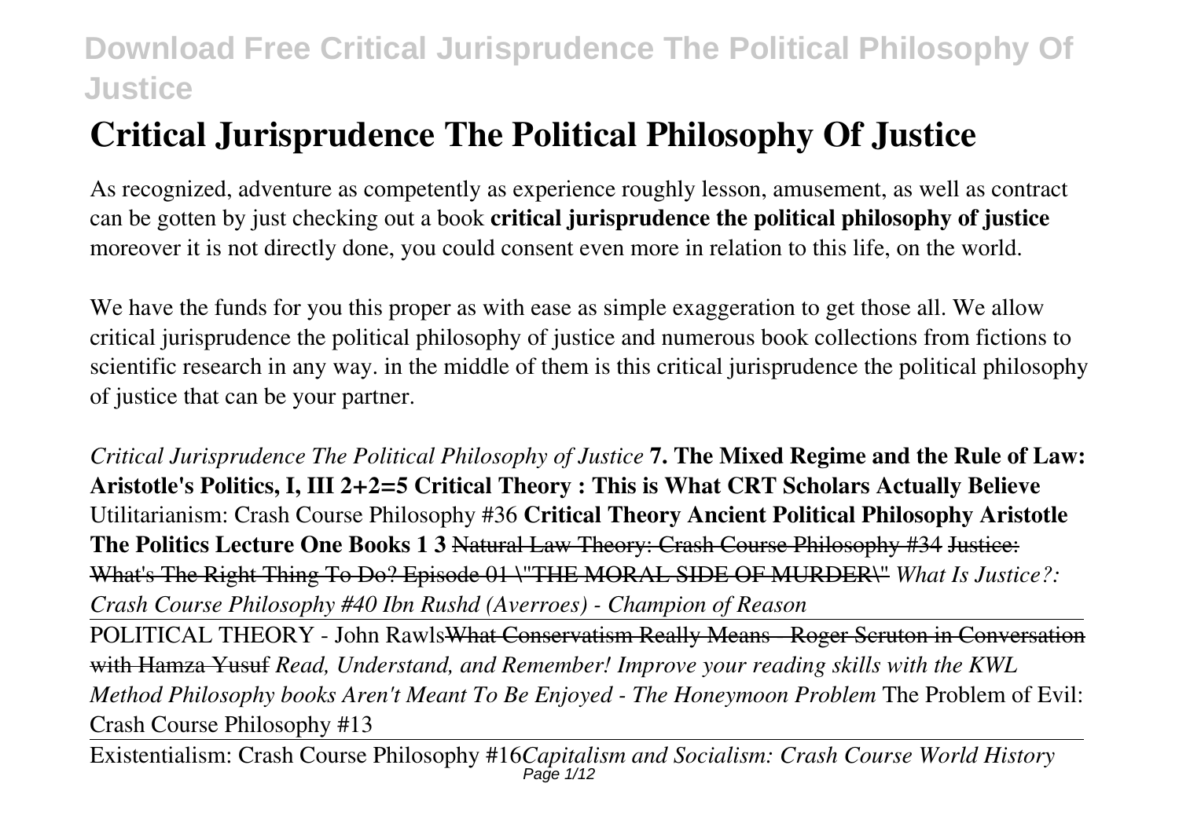// Critical Jurisprudence The Political Philosophy Of Justice

As recognized, adventure as competently as experience roughly lesson, amusement, as well as contract can be gotten by just checking out a book **critical jurisprudence the political philosophy of justice** moreover it is not directly done, you could consent even more in relation to this life, on the world.

We have the funds for you this proper as with ease as simple exaggeration to get those all. We allow critical jurisprudence the political philosophy of justice and numerous book collections from fictions to scientific research in any way. in the middle of them is this critical jurisprudence the political philosophy of justice that can be your partner.

*Critical Jurisprudence The Political Philosophy of Justice* **7. The Mixed Regime and the Rule of Law: Aristotle's Politics, I, III 2+2=5 Critical Theory : This is What CRT Scholars Actually Believe** Utilitarianism: Crash Course Philosophy #36 **Critical Theory Ancient Political Philosophy Aristotle The Politics Lecture One Books 1 3** ~~Natural Law Theory: Crash Course Philosophy #34~~ ~~Justice: What's The Right Thing To Do? Episode 01 "THE MORAL SIDE OF MURDER"~~ *What Is Justice?: Crash Course Philosophy #40 Ibn Rushd (Averroes) - Champion of Reason*

POLITICAL THEORY - John Rawls~~What Conservatism Really Means - Roger Scruton in Conversation with Hamza Yusuf~~ *Read, Understand, and Remember! Improve your reading skills with the KWL Method Philosophy books Aren't Meant To Be Enjoyed - The Honeymoon Problem* The Problem of Evil: Crash Course Philosophy #13

Existentialism: Crash Course Philosophy #16*Capitalism and Socialism: Crash Course World History*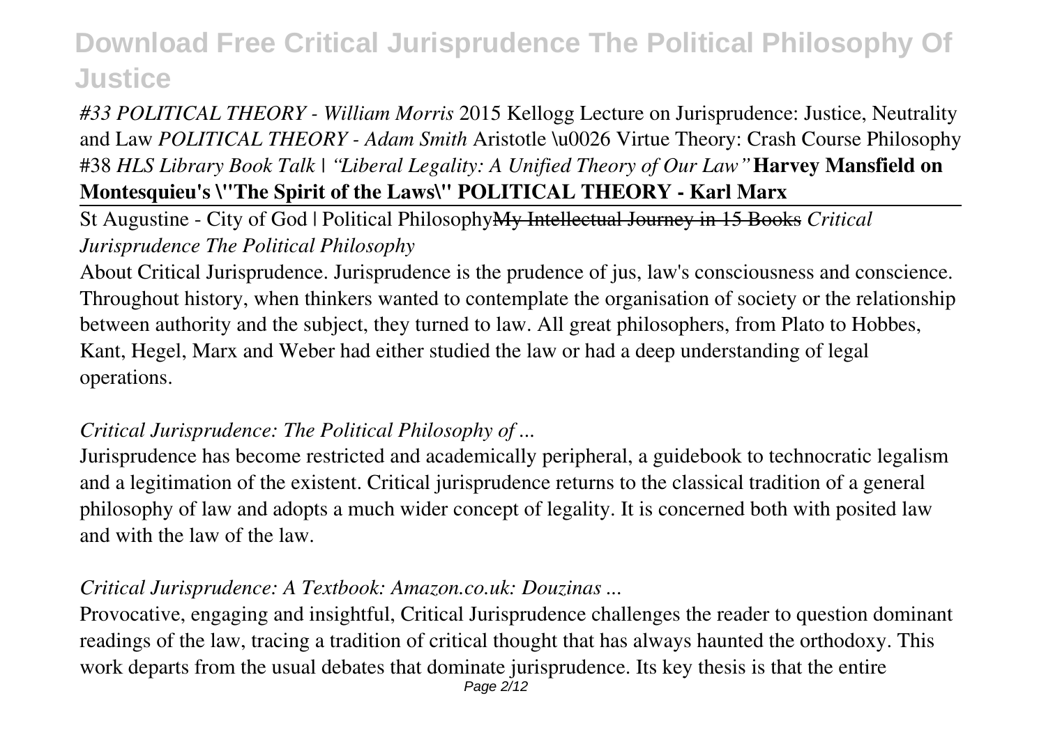# Download Free Critical Jurisprudence The Political Philosophy Of Justice

*#33 POLITICAL THEORY - William Morris* 2015 Kellogg Lecture on Jurisprudence: Justice, Neutrality and Law *POLITICAL THEORY - Adam Smith* Aristotle \u0026 Virtue Theory: Crash Course Philosophy #38 *HLS Library Book Talk | "Liberal Legality: A Unified Theory of Our Law"* **Harvey Mansfield on Montesquieu's \"The Spirit of the Laws\" POLITICAL THEORY - Karl Marx**

St Augustine - City of God | Political Philosophy~~My Intellectual Journey in 15 Books~~ *Critical Jurisprudence The Political Philosophy*

About Critical Jurisprudence. Jurisprudence is the prudence of jus, law's consciousness and conscience. Throughout history, when thinkers wanted to contemplate the organisation of society or the relationship between authority and the subject, they turned to law. All great philosophers, from Plato to Hobbes, Kant, Hegel, Marx and Weber had either studied the law or had a deep understanding of legal operations.

*Critical Jurisprudence: The Political Philosophy of ...*

Jurisprudence has become restricted and academically peripheral, a guidebook to technocratic legalism and a legitimation of the existent. Critical jurisprudence returns to the classical tradition of a general philosophy of law and adopts a much wider concept of legality. It is concerned both with posited law and with the law of the law.

*Critical Jurisprudence: A Textbook: Amazon.co.uk: Douzinas ...*

Provocative, engaging and insightful, Critical Jurisprudence challenges the reader to question dominant readings of the law, tracing a tradition of critical thought that has always haunted the orthodoxy. This work departs from the usual debates that dominate jurisprudence. Its key thesis is that the entire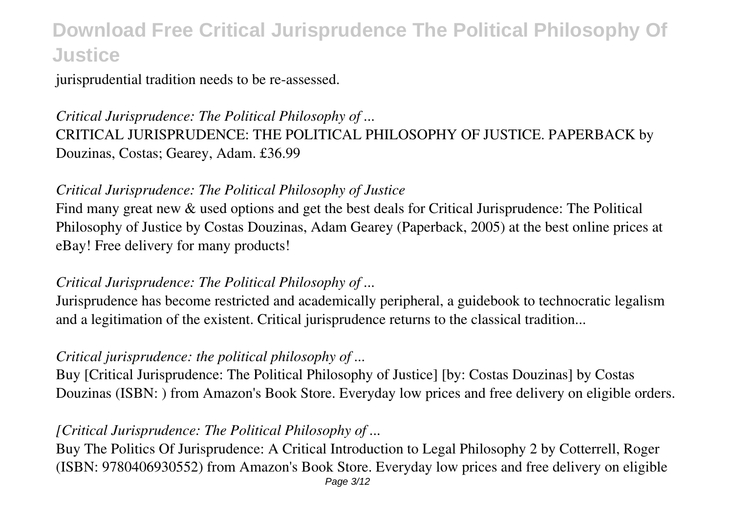jurisprudential tradition needs to be re-assessed.

### *Critical Jurisprudence: The Political Philosophy of ...*

CRITICAL JURISPRUDENCE: THE POLITICAL PHILOSOPHY OF JUSTICE. PAPERBACK by Douzinas, Costas; Gearey, Adam. £36.99

### *Critical Jurisprudence: The Political Philosophy of Justice*

Find many great new & used options and get the best deals for Critical Jurisprudence: The Political Philosophy of Justice by Costas Douzinas, Adam Gearey (Paperback, 2005) at the best online prices at eBay! Free delivery for many products!

### *Critical Jurisprudence: The Political Philosophy of ...*

Jurisprudence has become restricted and academically peripheral, a guidebook to technocratic legalism and a legitimation of the existent. Critical jurisprudence returns to the classical tradition...

### *Critical jurisprudence: the political philosophy of ...*

Buy [Critical Jurisprudence: The Political Philosophy of Justice] [by: Costas Douzinas] by Costas Douzinas (ISBN: ) from Amazon's Book Store. Everyday low prices and free delivery on eligible orders.

### *[Critical Jurisprudence: The Political Philosophy of ...*

Buy The Politics Of Jurisprudence: A Critical Introduction to Legal Philosophy 2 by Cotterrell, Roger (ISBN: 9780406930552) from Amazon's Book Store. Everyday low prices and free delivery on eligible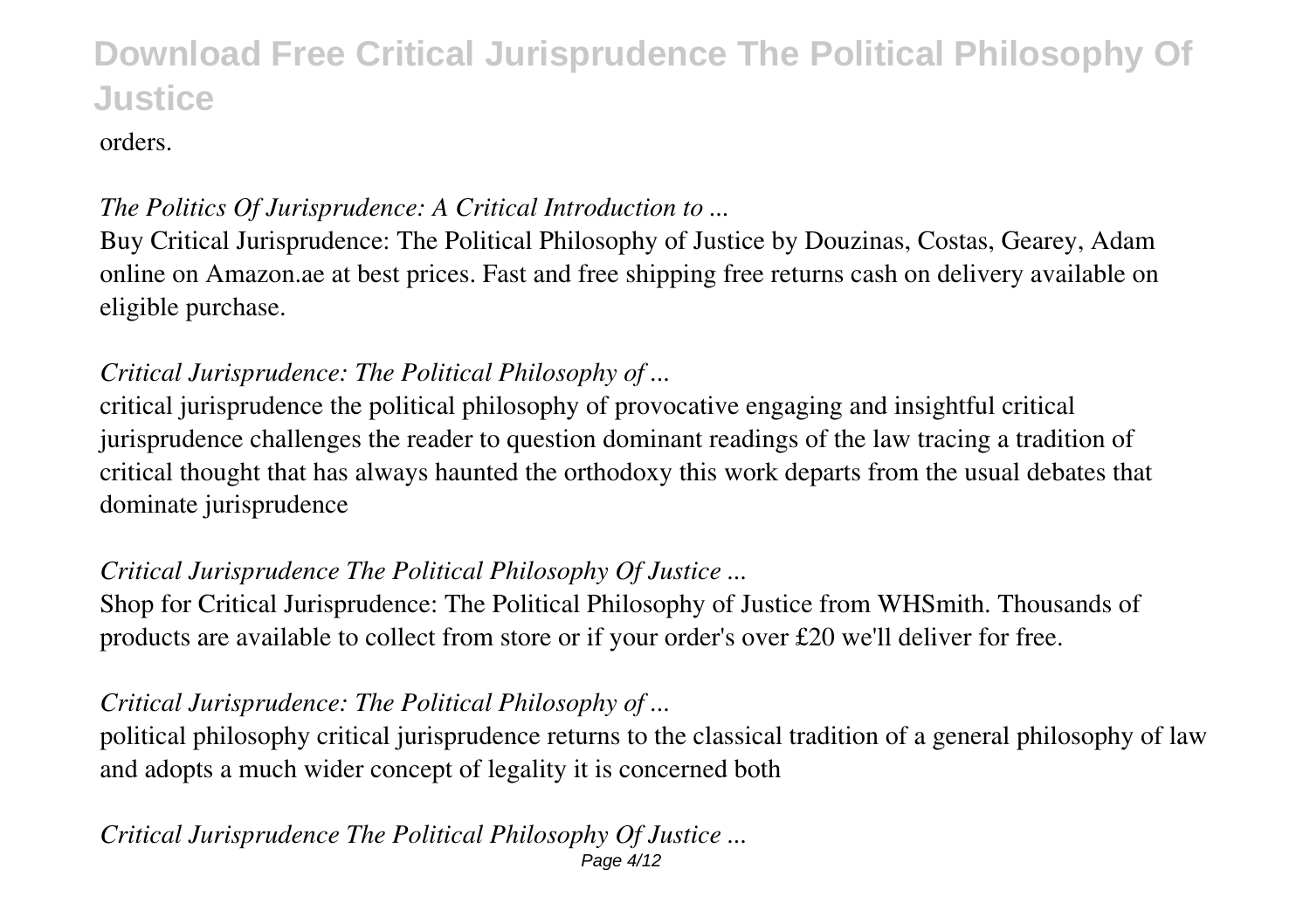orders.

*The Politics Of Jurisprudence: A Critical Introduction to ...*

Buy Critical Jurisprudence: The Political Philosophy of Justice by Douzinas, Costas, Gearey, Adam online on Amazon.ae at best prices. Fast and free shipping free returns cash on delivery available on eligible purchase.

*Critical Jurisprudence: The Political Philosophy of ...*

critical jurisprudence the political philosophy of provocative engaging and insightful critical jurisprudence challenges the reader to question dominant readings of the law tracing a tradition of critical thought that has always haunted the orthodoxy this work departs from the usual debates that dominate jurisprudence

*Critical Jurisprudence The Political Philosophy Of Justice ...*

Shop for Critical Jurisprudence: The Political Philosophy of Justice from WHSmith. Thousands of products are available to collect from store or if your order's over £20 we'll deliver for free.

*Critical Jurisprudence: The Political Philosophy of ...*

political philosophy critical jurisprudence returns to the classical tradition of a general philosophy of law and adopts a much wider concept of legality it is concerned both

*Critical Jurisprudence The Political Philosophy Of Justice ...*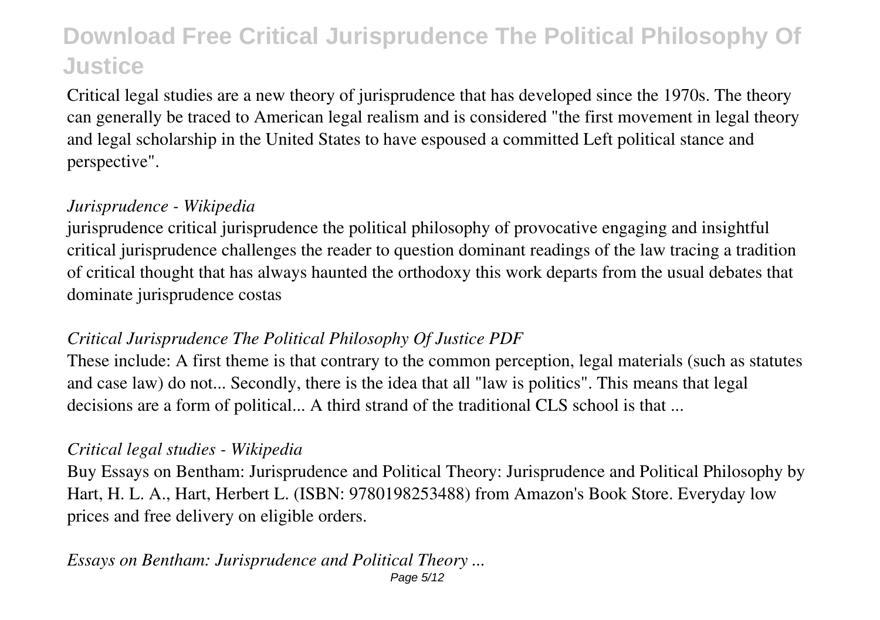Critical legal studies are a new theory of jurisprudence that has developed since the 1970s. The theory can generally be traced to American legal realism and is considered "the first movement in legal theory and legal scholarship in the United States to have espoused a committed Left political stance and perspective".

*Jurisprudence - Wikipedia*

jurisprudence critical jurisprudence the political philosophy of provocative engaging and insightful critical jurisprudence challenges the reader to question dominant readings of the law tracing a tradition of critical thought that has always haunted the orthodoxy this work departs from the usual debates that dominate jurisprudence costas

*Critical Jurisprudence The Political Philosophy Of Justice PDF*

These include: A first theme is that contrary to the common perception, legal materials (such as statutes and case law) do not... Secondly, there is the idea that all "law is politics". This means that legal decisions are a form of political... A third strand of the traditional CLS school is that ...

*Critical legal studies - Wikipedia*

Buy Essays on Bentham: Jurisprudence and Political Theory: Jurisprudence and Political Philosophy by Hart, H. L. A., Hart, Herbert L. (ISBN: 9780198253488) from Amazon's Book Store. Everyday low prices and free delivery on eligible orders.

*Essays on Bentham: Jurisprudence and Political Theory ...*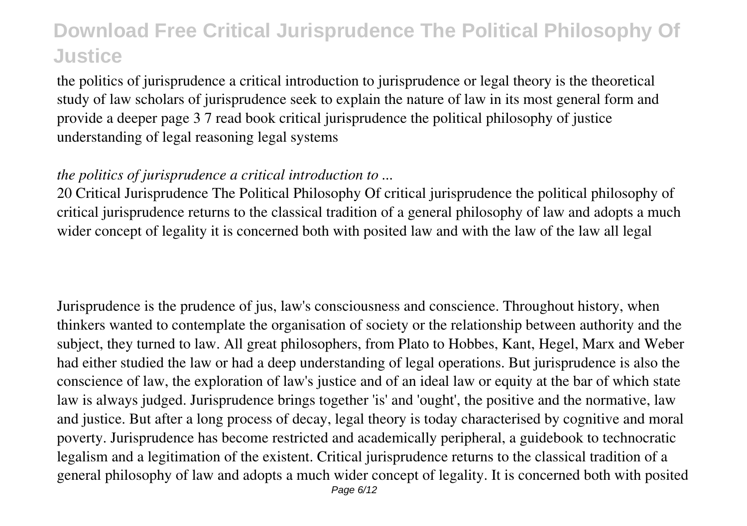the politics of jurisprudence a critical introduction to jurisprudence or legal theory is the theoretical study of law scholars of jurisprudence seek to explain the nature of law in its most general form and provide a deeper page 3 7 read book critical jurisprudence the political philosophy of justice understanding of legal reasoning legal systems

*the politics of jurisprudence a critical introduction to ...*

20 Critical Jurisprudence The Political Philosophy Of critical jurisprudence the political philosophy of critical jurisprudence returns to the classical tradition of a general philosophy of law and adopts a much wider concept of legality it is concerned both with posited law and with the law of the law all legal

Jurisprudence is the prudence of jus, law's consciousness and conscience. Throughout history, when thinkers wanted to contemplate the organisation of society or the relationship between authority and the subject, they turned to law. All great philosophers, from Plato to Hobbes, Kant, Hegel, Marx and Weber had either studied the law or had a deep understanding of legal operations. But jurisprudence is also the conscience of law, the exploration of law's justice and of an ideal law or equity at the bar of which state law is always judged. Jurisprudence brings together 'is' and 'ought', the positive and the normative, law and justice. But after a long process of decay, legal theory is today characterised by cognitive and moral poverty. Jurisprudence has become restricted and academically peripheral, a guidebook to technocratic legalism and a legitimation of the existent. Critical jurisprudence returns to the classical tradition of a general philosophy of law and adopts a much wider concept of legality. It is concerned both with posited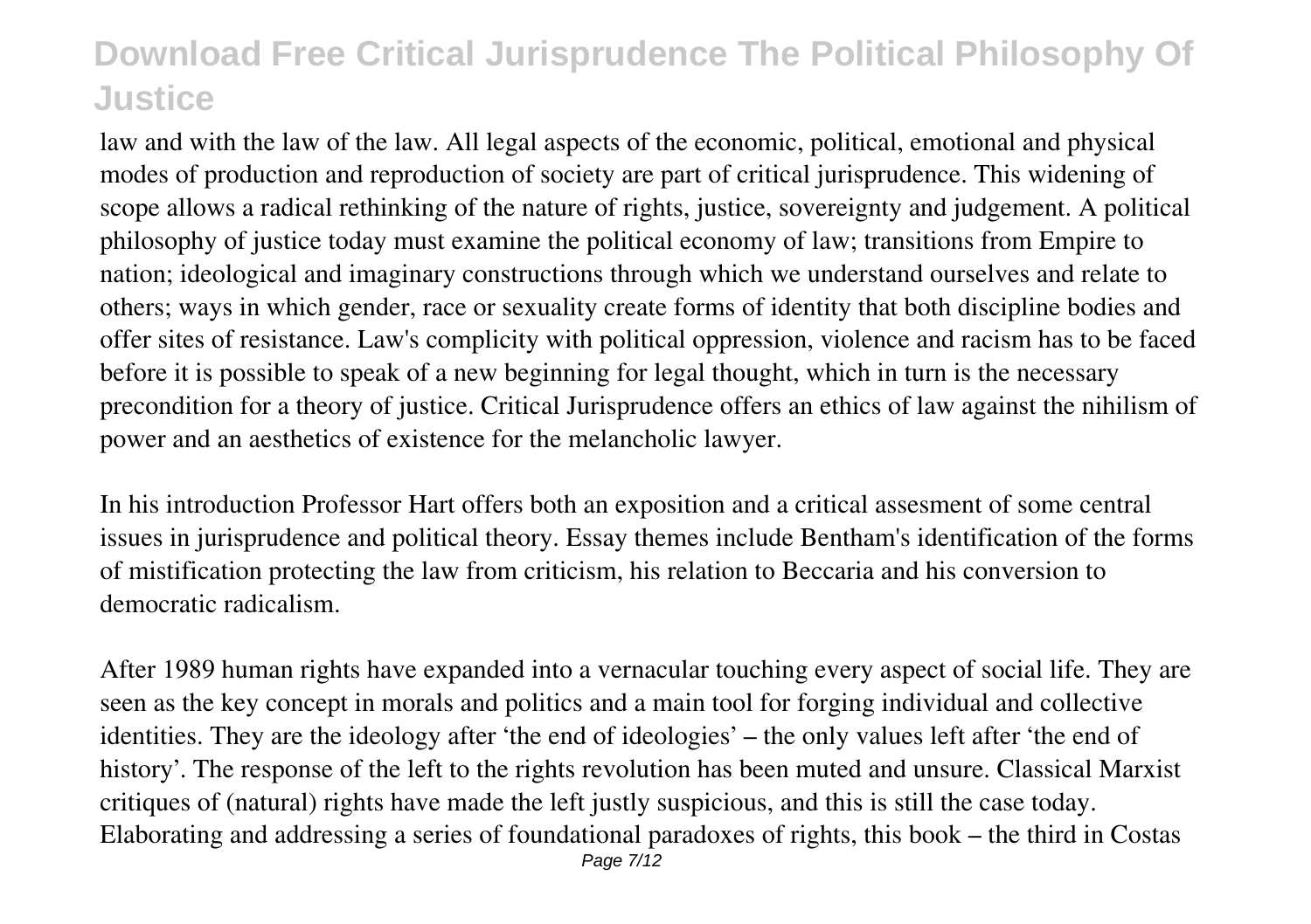law and with the law of the law. All legal aspects of the economic, political, emotional and physical modes of production and reproduction of society are part of critical jurisprudence. This widening of scope allows a radical rethinking of the nature of rights, justice, sovereignty and judgement. A political philosophy of justice today must examine the political economy of law; transitions from Empire to nation; ideological and imaginary constructions through which we understand ourselves and relate to others; ways in which gender, race or sexuality create forms of identity that both discipline bodies and offer sites of resistance. Law's complicity with political oppression, violence and racism has to be faced before it is possible to speak of a new beginning for legal thought, which in turn is the necessary precondition for a theory of justice. Critical Jurisprudence offers an ethics of law against the nihilism of power and an aesthetics of existence for the melancholic lawyer.

In his introduction Professor Hart offers both an exposition and a critical assesment of some central issues in jurisprudence and political theory. Essay themes include Bentham's identification of the forms of mistification protecting the law from criticism, his relation to Beccaria and his conversion to democratic radicalism.

After 1989 human rights have expanded into a vernacular touching every aspect of social life. They are seen as the key concept in morals and politics and a main tool for forging individual and collective identities. They are the ideology after 'the end of ideologies' – the only values left after 'the end of history'. The response of the left to the rights revolution has been muted and unsure. Classical Marxist critiques of (natural) rights have made the left justly suspicious, and this is still the case today. Elaborating and addressing a series of foundational paradoxes of rights, this book – the third in Costas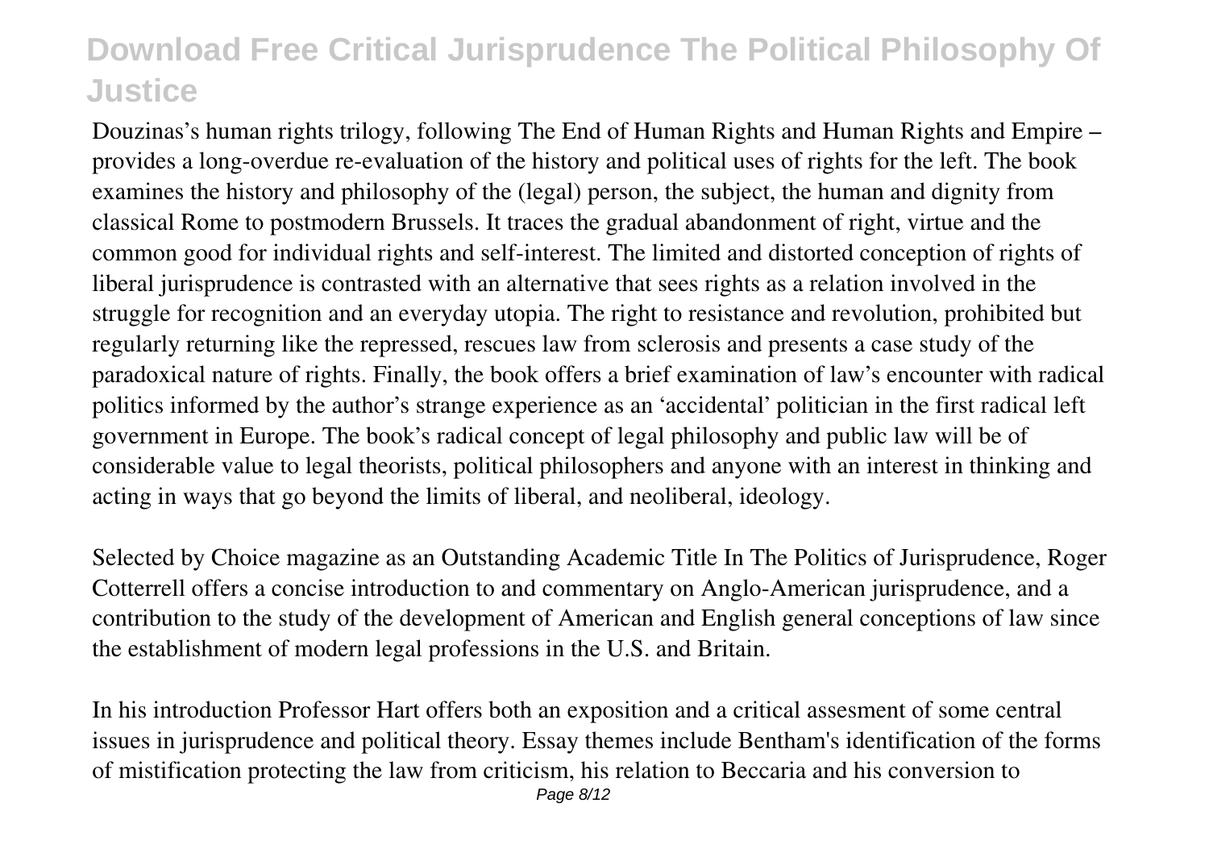Douzinas's human rights trilogy, following The End of Human Rights and Human Rights and Empire – provides a long-overdue re-evaluation of the history and political uses of rights for the left. The book examines the history and philosophy of the (legal) person, the subject, the human and dignity from classical Rome to postmodern Brussels. It traces the gradual abandonment of right, virtue and the common good for individual rights and self-interest. The limited and distorted conception of rights of liberal jurisprudence is contrasted with an alternative that sees rights as a relation involved in the struggle for recognition and an everyday utopia. The right to resistance and revolution, prohibited but regularly returning like the repressed, rescues law from sclerosis and presents a case study of the paradoxical nature of rights. Finally, the book offers a brief examination of law's encounter with radical politics informed by the author's strange experience as an 'accidental' politician in the first radical left government in Europe. The book's radical concept of legal philosophy and public law will be of considerable value to legal theorists, political philosophers and anyone with an interest in thinking and acting in ways that go beyond the limits of liberal, and neoliberal, ideology.

Selected by Choice magazine as an Outstanding Academic Title In The Politics of Jurisprudence, Roger Cotterrell offers a concise introduction to and commentary on Anglo-American jurisprudence, and a contribution to the study of the development of American and English general conceptions of law since the establishment of modern legal professions in the U.S. and Britain.

In his introduction Professor Hart offers both an exposition and a critical assesment of some central issues in jurisprudence and political theory. Essay themes include Bentham's identification of the forms of mistification protecting the law from criticism, his relation to Beccaria and his conversion to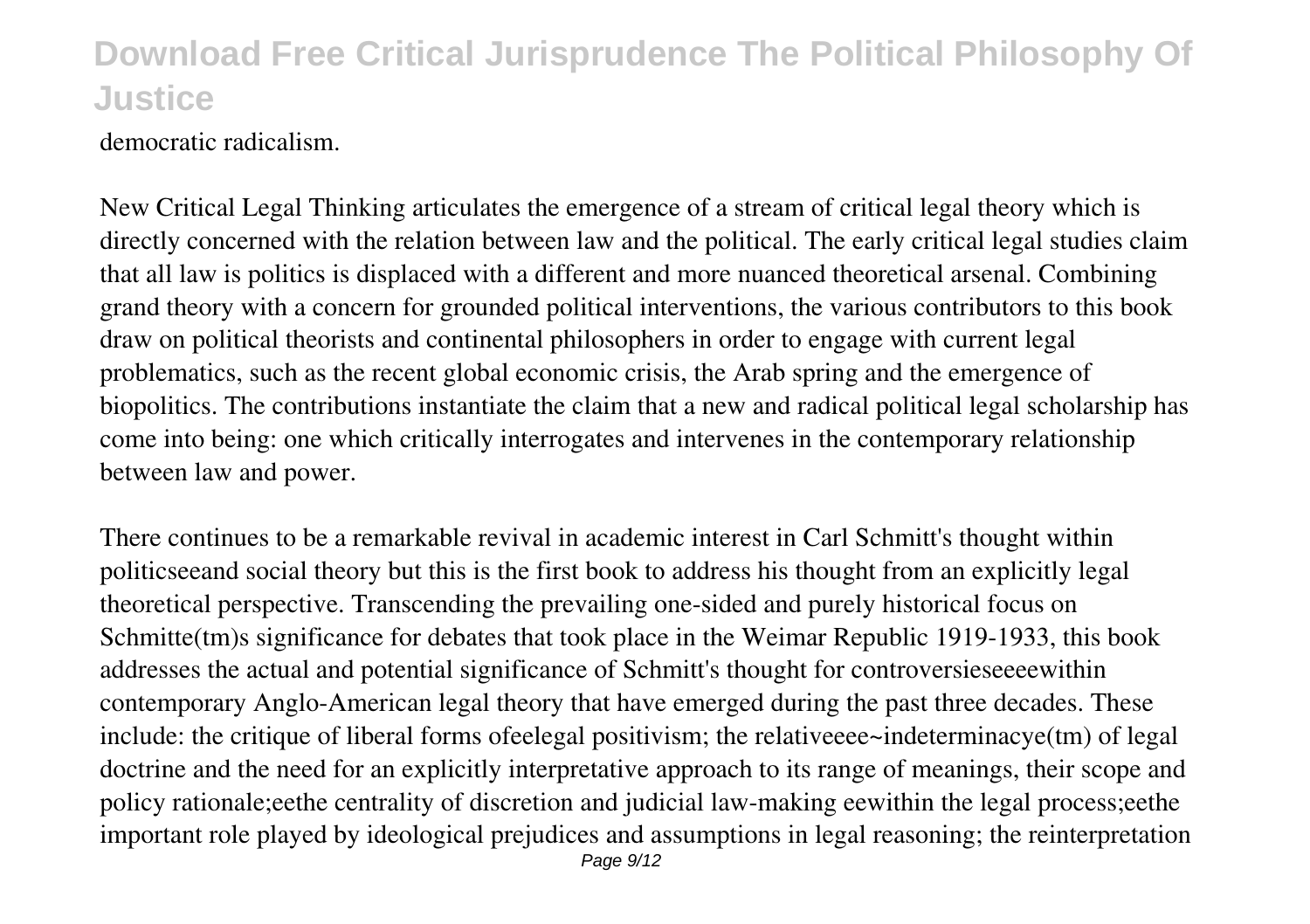democratic radicalism.

New Critical Legal Thinking articulates the emergence of a stream of critical legal theory which is directly concerned with the relation between law and the political. The early critical legal studies claim that all law is politics is displaced with a different and more nuanced theoretical arsenal. Combining grand theory with a concern for grounded political interventions, the various contributors to this book draw on political theorists and continental philosophers in order to engage with current legal problematics, such as the recent global economic crisis, the Arab spring and the emergence of biopolitics. The contributions instantiate the claim that a new and radical political legal scholarship has come into being: one which critically interrogates and intervenes in the contemporary relationship between law and power.

There continues to be a remarkable revival in academic interest in Carl Schmitt's thought within politicseeand social theory but this is the first book to address his thought from an explicitly legal theoretical perspective. Transcending the prevailing one-sided and purely historical focus on Schmitte(tm)s significance for debates that took place in the Weimar Republic 1919-1933, this book addresses the actual and potential significance of Schmitt's thought for controversieseeeewithin contemporary Anglo-American legal theory that have emerged during the past three decades. These include: the critique of liberal forms ofeelegal positivism; the relativeeee~indeterminacye(tm) of legal doctrine and the need for an explicitly interpretative approach to its range of meanings, their scope and policy rationale;eethe centrality of discretion and judicial law-making eewithin the legal process;eethe important role played by ideological prejudices and assumptions in legal reasoning; the reinterpretation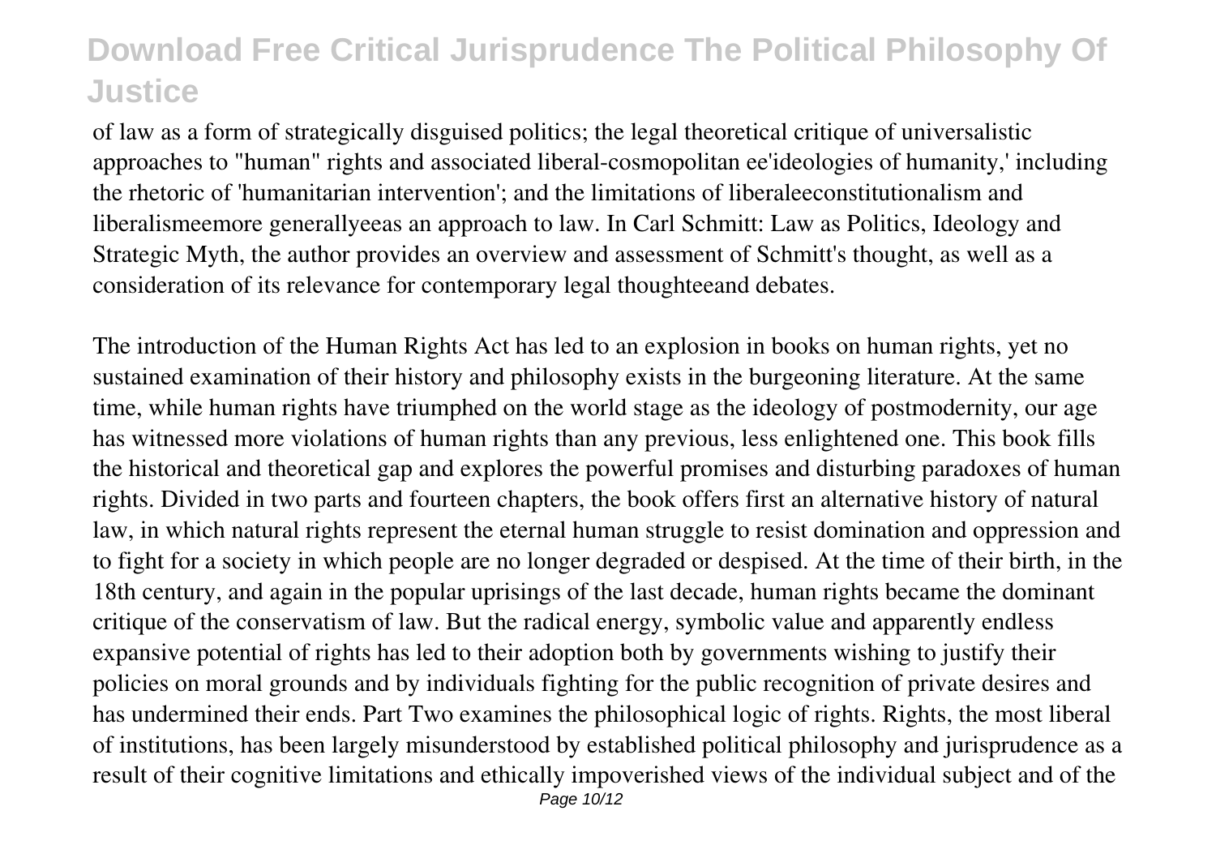of law as a form of strategically disguised politics; the legal theoretical critique of universalistic approaches to "human" rights and associated liberal-cosmopolitan ee'ideologies of humanity,' including the rhetoric of 'humanitarian intervention'; and the limitations of liberaleeconstitutionalism and liberalismeemore generallyeeas an approach to law. In Carl Schmitt: Law as Politics, Ideology and Strategic Myth, the author provides an overview and assessment of Schmitt's thought, as well as a consideration of its relevance for contemporary legal thoughteeand debates.

The introduction of the Human Rights Act has led to an explosion in books on human rights, yet no sustained examination of their history and philosophy exists in the burgeoning literature. At the same time, while human rights have triumphed on the world stage as the ideology of postmodernity, our age has witnessed more violations of human rights than any previous, less enlightened one. This book fills the historical and theoretical gap and explores the powerful promises and disturbing paradoxes of human rights. Divided in two parts and fourteen chapters, the book offers first an alternative history of natural law, in which natural rights represent the eternal human struggle to resist domination and oppression and to fight for a society in which people are no longer degraded or despised. At the time of their birth, in the 18th century, and again in the popular uprisings of the last decade, human rights became the dominant critique of the conservatism of law. But the radical energy, symbolic value and apparently endless expansive potential of rights has led to their adoption both by governments wishing to justify their policies on moral grounds and by individuals fighting for the public recognition of private desires and has undermined their ends. Part Two examines the philosophical logic of rights. Rights, the most liberal of institutions, has been largely misunderstood by established political philosophy and jurisprudence as a result of their cognitive limitations and ethically impoverished views of the individual subject and of the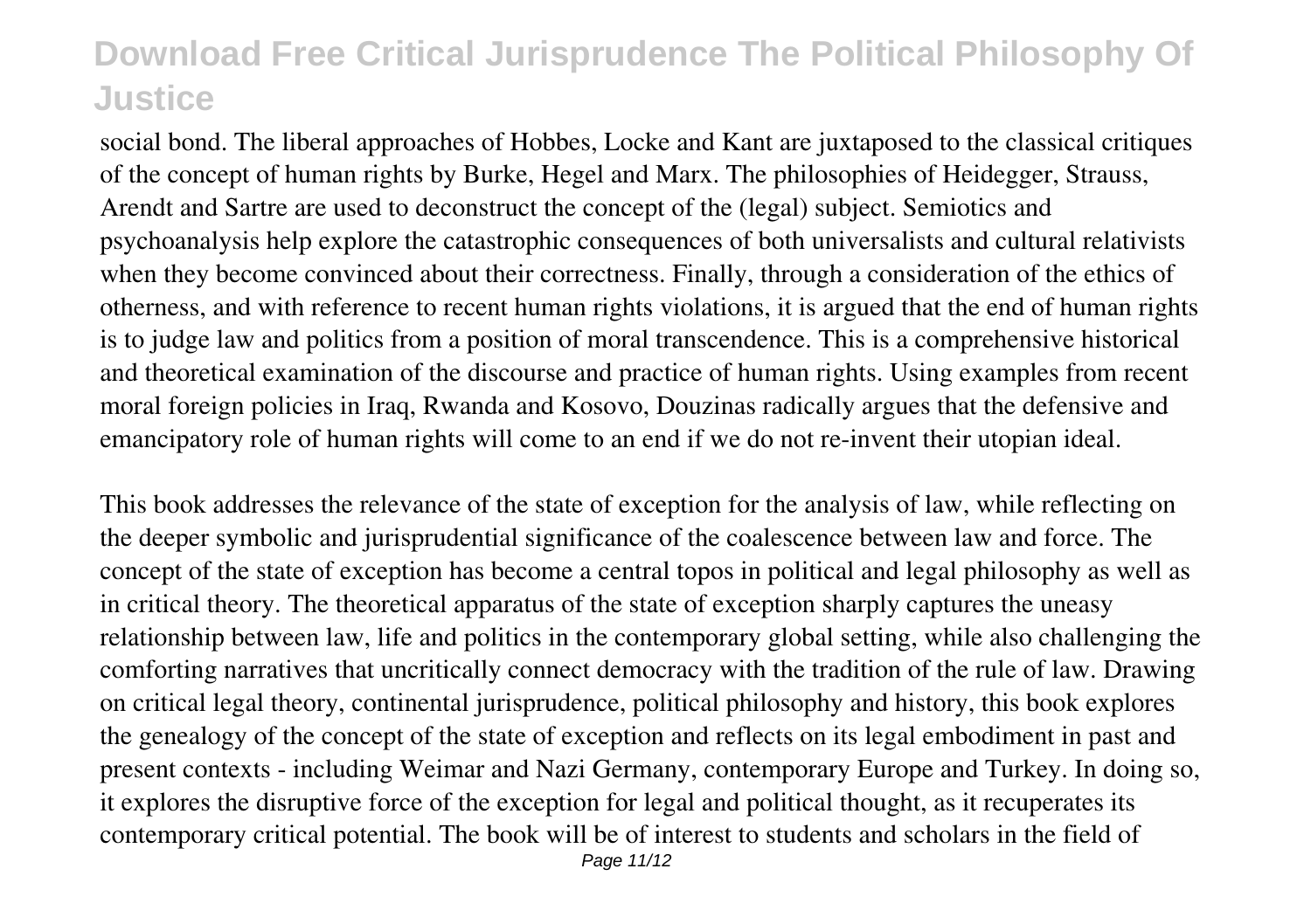social bond. The liberal approaches of Hobbes, Locke and Kant are juxtaposed to the classical critiques of the concept of human rights by Burke, Hegel and Marx. The philosophies of Heidegger, Strauss, Arendt and Sartre are used to deconstruct the concept of the (legal) subject. Semiotics and psychoanalysis help explore the catastrophic consequences of both universalists and cultural relativists when they become convinced about their correctness. Finally, through a consideration of the ethics of otherness, and with reference to recent human rights violations, it is argued that the end of human rights is to judge law and politics from a position of moral transcendence. This is a comprehensive historical and theoretical examination of the discourse and practice of human rights. Using examples from recent moral foreign policies in Iraq, Rwanda and Kosovo, Douzinas radically argues that the defensive and emancipatory role of human rights will come to an end if we do not re-invent their utopian ideal.

This book addresses the relevance of the state of exception for the analysis of law, while reflecting on the deeper symbolic and jurisprudential significance of the coalescence between law and force. The concept of the state of exception has become a central topos in political and legal philosophy as well as in critical theory. The theoretical apparatus of the state of exception sharply captures the uneasy relationship between law, life and politics in the contemporary global setting, while also challenging the comforting narratives that uncritically connect democracy with the tradition of the rule of law. Drawing on critical legal theory, continental jurisprudence, political philosophy and history, this book explores the genealogy of the concept of the state of exception and reflects on its legal embodiment in past and present contexts - including Weimar and Nazi Germany, contemporary Europe and Turkey. In doing so, it explores the disruptive force of the exception for legal and political thought, as it recuperates its contemporary critical potential. The book will be of interest to students and scholars in the field of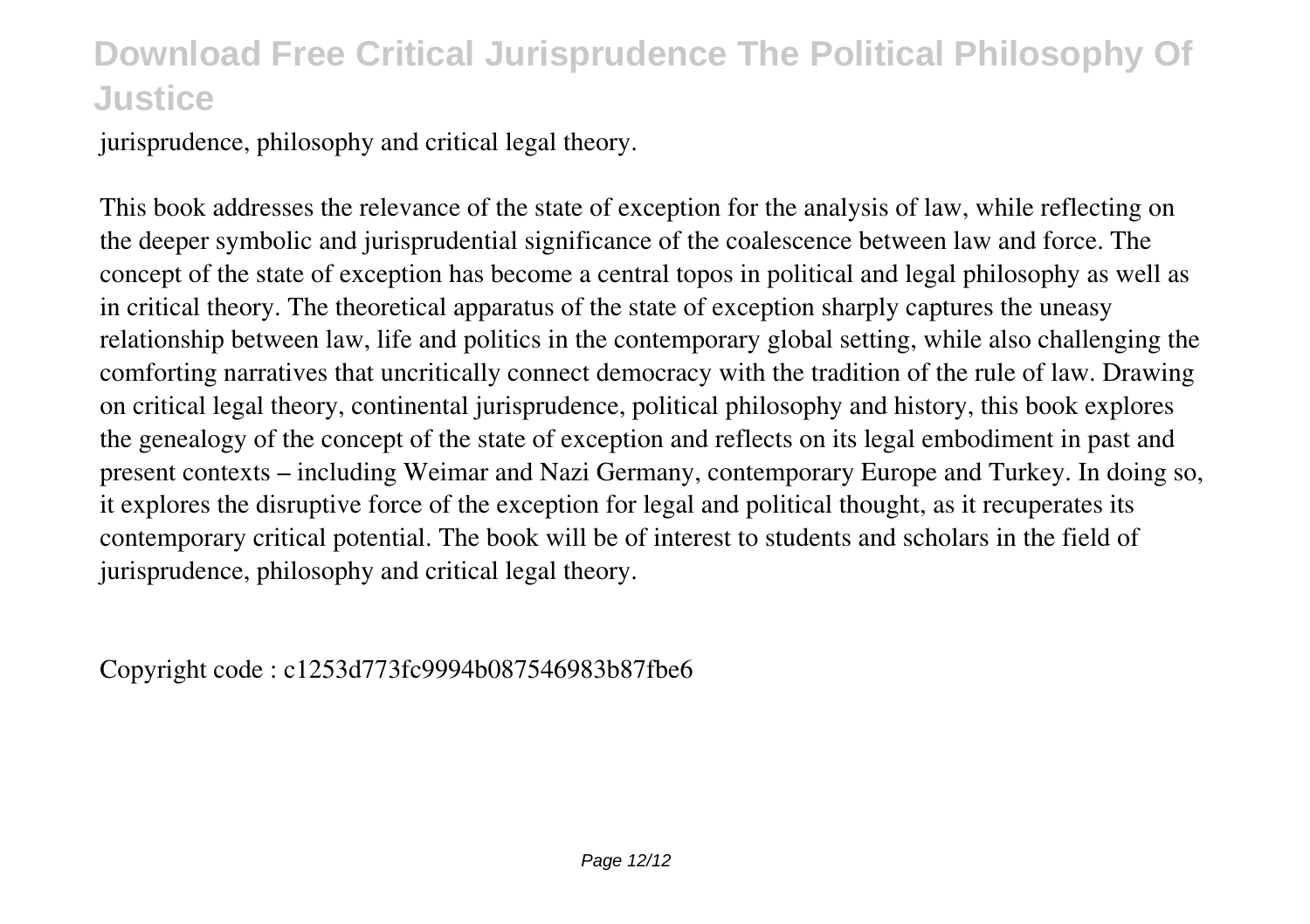jurisprudence, philosophy and critical legal theory.

This book addresses the relevance of the state of exception for the analysis of law, while reflecting on the deeper symbolic and jurisprudential significance of the coalescence between law and force. The concept of the state of exception has become a central topos in political and legal philosophy as well as in critical theory. The theoretical apparatus of the state of exception sharply captures the uneasy relationship between law, life and politics in the contemporary global setting, while also challenging the comforting narratives that uncritically connect democracy with the tradition of the rule of law. Drawing on critical legal theory, continental jurisprudence, political philosophy and history, this book explores the genealogy of the concept of the state of exception and reflects on its legal embodiment in past and present contexts – including Weimar and Nazi Germany, contemporary Europe and Turkey. In doing so, it explores the disruptive force of the exception for legal and political thought, as it recuperates its contemporary critical potential. The book will be of interest to students and scholars in the field of jurisprudence, philosophy and critical legal theory.

Copyright code : c1253d773fc9994b087546983b87fbe6